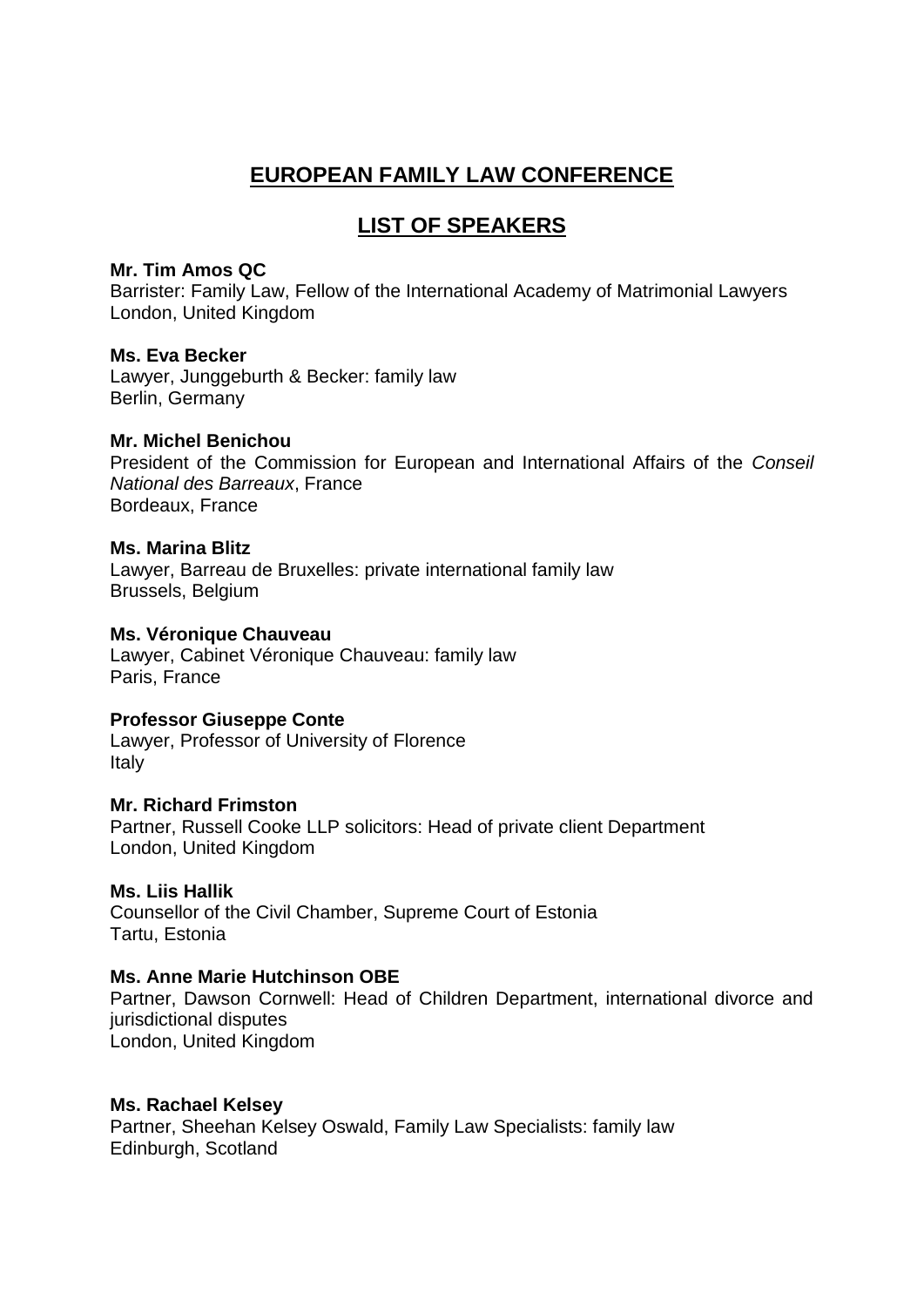# EUROPEAN FAMILY LAW CONFERENCE

## LIST OF SPEAKERS

**Mr. Tim Amos QC**
Barrister: Family Law, Fellow of the International Academy of Matrimonial Lawyers
London, United Kingdom

**Ms. Eva Becker**
Lawyer, Junggeburth & Becker: family law
Berlin, Germany

**Mr. Michel Benichou**
President of the Commission for European and International Affairs of the *Conseil National des Barreaux*, France
Bordeaux, France

**Ms. Marina Blitz**
Lawyer, Barreau de Bruxelles: private international family law
Brussels, Belgium

**Ms. Véronique Chauveau**
Lawyer, Cabinet Véronique Chauveau: family law
Paris, France

**Professor Giuseppe Conte**
Lawyer, Professor of University of Florence
Italy

**Mr. Richard Frimston**
Partner, Russell Cooke LLP solicitors: Head of private client Department
London, United Kingdom

**Ms. Liis Hallik**
Counsellor of the Civil Chamber, Supreme Court of Estonia
Tartu, Estonia

**Ms. Anne Marie Hutchinson OBE**
Partner, Dawson Cornwell: Head of Children Department, international divorce and jurisdictional disputes
London, United Kingdom

**Ms. Rachael Kelsey**
Partner, Sheehan Kelsey Oswald, Family Law Specialists: family law
Edinburgh, Scotland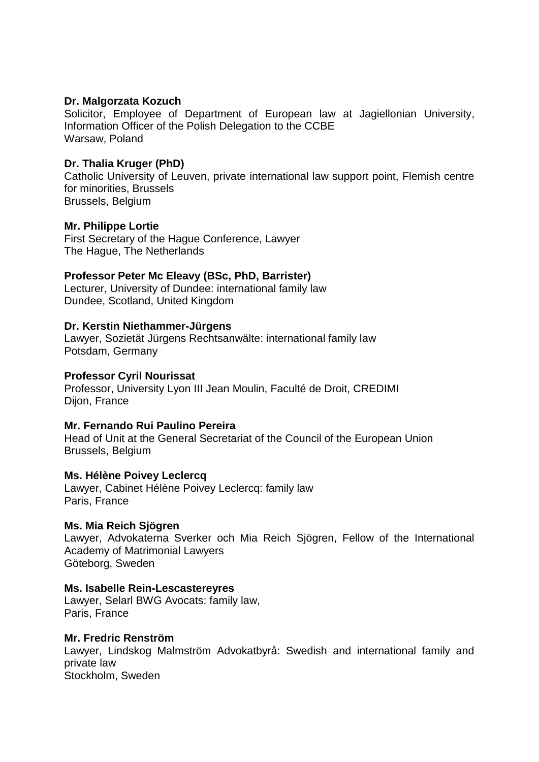**Dr. Malgorzata Kozuch**
Solicitor, Employee of Department of European law at Jagiellonian University, Information Officer of the Polish Delegation to the CCBE
Warsaw, Poland

**Dr. Thalia Kruger (PhD)**
Catholic University of Leuven, private international law support point, Flemish centre for minorities, Brussels
Brussels, Belgium

**Mr. Philippe Lortie**
First Secretary of the Hague Conference, Lawyer
The Hague, The Netherlands

**Professor Peter Mc Eleavy (BSc, PhD, Barrister)**
Lecturer, University of Dundee: international family law
Dundee, Scotland, United Kingdom

**Dr. Kerstin Niethammer-Jürgens**
Lawyer, Sozietät Jürgens Rechtsanwälte: international family law
Potsdam, Germany

**Professor Cyril Nourissat**
Professor, University Lyon III Jean Moulin, Faculté de Droit, CREDIMI
Dijon, France

**Mr. Fernando Rui Paulino Pereira**
Head of Unit at the General Secretariat of the Council of the European Union
Brussels, Belgium

**Ms. Hélène Poivey Leclercq**
Lawyer, Cabinet Hélène Poivey Leclercq: family law
Paris, France

**Ms. Mia Reich Sjögren**
Lawyer, Advokaterna Sverker och Mia Reich Sjögren, Fellow of the International Academy of Matrimonial Lawyers
Göteborg, Sweden

**Ms. Isabelle Rein-Lescastereyres**
Lawyer, Selarl BWG Avocats: family law,
Paris, France

**Mr. Fredric Renström**
Lawyer, Lindskog Malmström Advokatbyrå: Swedish and international family and private law
Stockholm, Sweden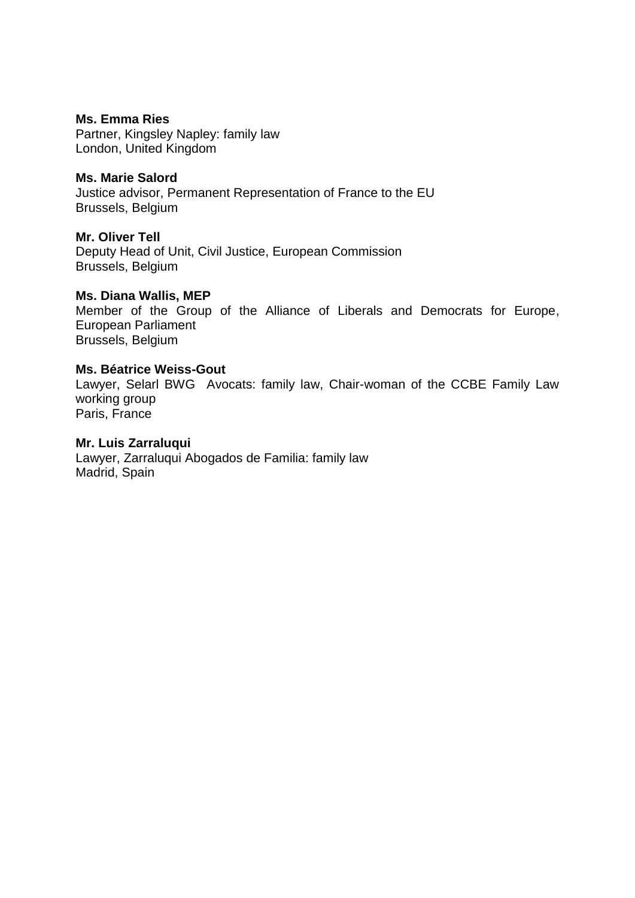**Ms. Emma Ries**
Partner, Kingsley Napley: family law
London, United Kingdom

**Ms. Marie Salord**
Justice advisor, Permanent Representation of France to the EU
Brussels, Belgium

**Mr. Oliver Tell**
Deputy Head of Unit, Civil Justice, European Commission
Brussels, Belgium

**Ms. Diana Wallis, MEP**
Member of the Group of the Alliance of Liberals and Democrats for Europe, European Parliament
Brussels, Belgium

**Ms. Béatrice Weiss-Gout**
Lawyer, Selarl BWG Avocats: family law, Chair-woman of the CCBE Family Law working group
Paris, France

**Mr. Luis Zarraluqui**
Lawyer, Zarraluqui Abogados de Familia: family law
Madrid, Spain